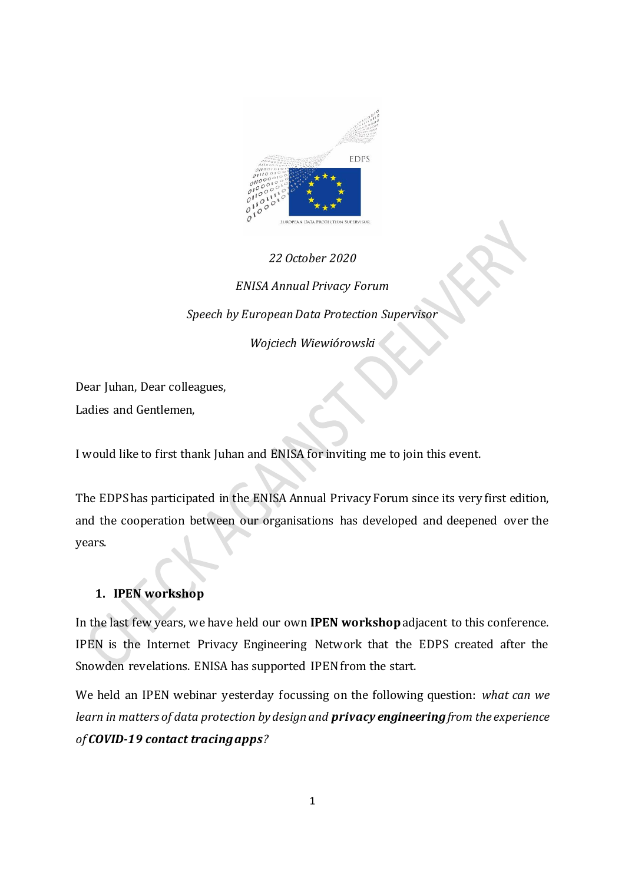*22 October 2020*

*ENISA Annual Privacy Forum*

*Speech by European Data Protection Supervisor*

*Wojciech Wiewiórowski*

Dear Juhan, Dear colleagues,

Ladies and Gentlemen,

I would like to first thank Juhan and ENISA for inviting me to join this event.

The EDPS has participated in the ENISA Annual Privacy Forum since its very first edition, and the cooperation between our organisations has developed and deepened over the years.

## 1. IPEN workshop

In the last few years, we have held our own **IPEN workshop** adjacent to this conference. IPEN is the Internet Privacy Engineering Network that the EDPS created after the Snowden revelations. ENISA has supported IPEN from the start.

We held an IPEN webinar yesterday focussing on the following question: *what can we learn in matters of data protection by design and **privacy engineering** from the experience of **COVID-19 contact tracing apps**?*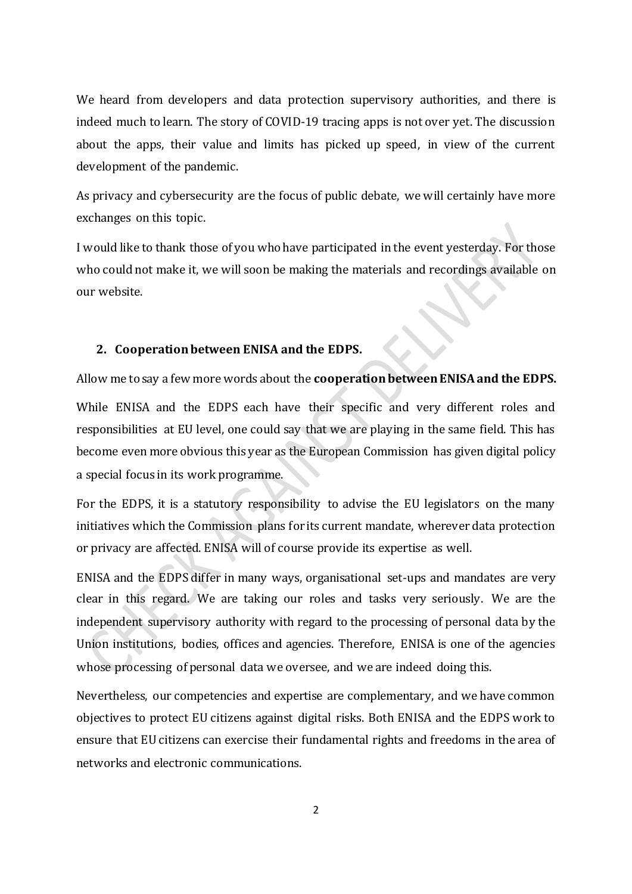We heard from developers and data protection supervisory authorities, and there is indeed much to learn. The story of COVID-19 tracing apps is not over yet. The discussion about the apps, their value and limits has picked up speed, in view of the current development of the pandemic.

As privacy and cybersecurity are the focus of public debate, we will certainly have more exchanges on this topic.

I would like to thank those of you who have participated in the event yesterday. For those who could not make it, we will soon be making the materials and recordings available on our website.

## 2. Cooperation between ENISA and the EDPS.

Allow me to say a few more words about the **cooperation between ENISA and the EDPS.**

While ENISA and the EDPS each have their specific and very different roles and responsibilities at EU level, one could say that we are playing in the same field. This has become even more obvious this year as the European Commission has given digital policy a special focus in its work programme.

For the EDPS, it is a statutory responsibility to advise the EU legislators on the many initiatives which the Commission plans for its current mandate, wherever data protection or privacy are affected. ENISA will of course provide its expertise as well.

ENISA and the EDPS differ in many ways, organisational set-ups and mandates are very clear in this regard. We are taking our roles and tasks very seriously. We are the independent supervisory authority with regard to the processing of personal data by the Union institutions, bodies, offices and agencies. Therefore, ENISA is one of the agencies whose processing of personal data we oversee, and we are indeed doing this.

Nevertheless, our competencies and expertise are complementary, and we have common objectives to protect EU citizens against digital risks. Both ENISA and the EDPS work to ensure that EU citizens can exercise their fundamental rights and freedoms in the area of networks and electronic communications.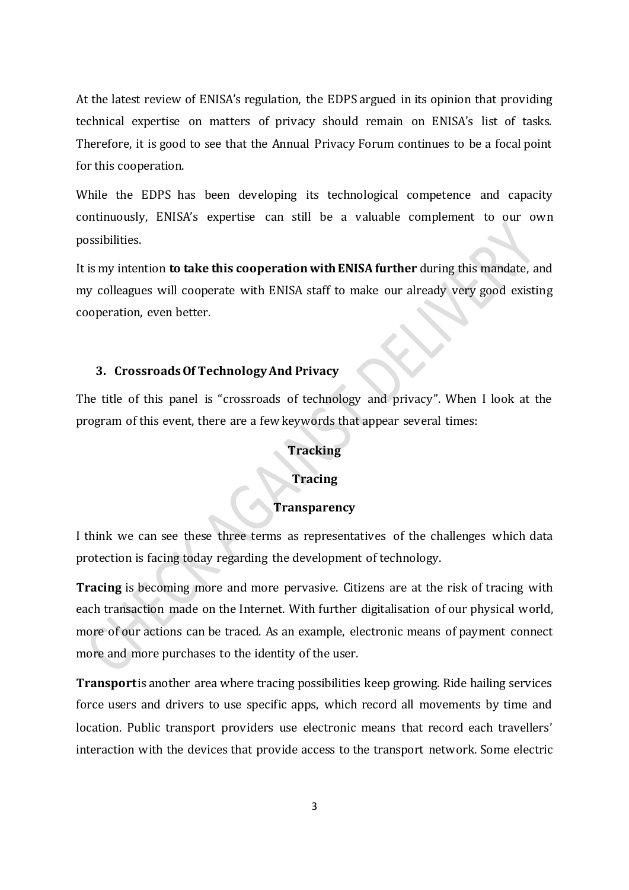At the latest review of ENISA's regulation, the EDPS argued in its opinion that providing technical expertise on matters of privacy should remain on ENISA's list of tasks. Therefore, it is good to see that the Annual Privacy Forum continues to be a focal point for this cooperation.

While the EDPS has been developing its technological competence and capacity continuously, ENISA's expertise can still be a valuable complement to our own possibilities.

It is my intention **to take this cooperation with ENISA further** during this mandate, and my colleagues will cooperate with ENISA staff to make our already very good existing cooperation, even better.

## 3. Crossroads Of Technology And Privacy

The title of this panel is "crossroads of technology and privacy". When I look at the program of this event, there are a few keywords that appear several times:

**Tracking**

**Tracing**

**Transparency**

I think we can see these three terms as representatives of the challenges which data protection is facing today regarding the development of technology.

**Tracing** is becoming more and more pervasive. Citizens are at the risk of tracing with each transaction made on the Internet. With further digitalisation of our physical world, more of our actions can be traced. As an example, electronic means of payment connect more and more purchases to the identity of the user.

**Transport** is another area where tracing possibilities keep growing. Ride hailing services force users and drivers to use specific apps, which record all movements by time and location. Public transport providers use electronic means that record each travellers' interaction with the devices that provide access to the transport network. Some electric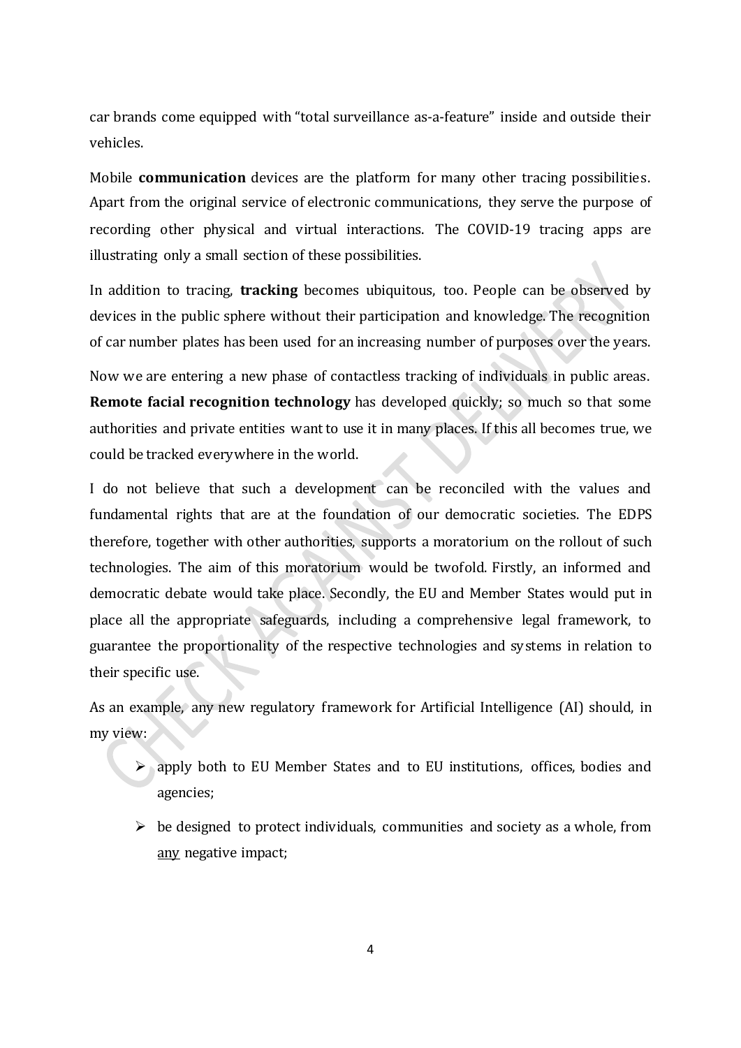car brands come equipped with “total surveillance as-a-feature” inside and outside their vehicles.

Mobile **communication** devices are the platform for many other tracing possibilities. Apart from the original service of electronic communications, they serve the purpose of recording other physical and virtual interactions. The COVID-19 tracing apps are illustrating only a small section of these possibilities.

In addition to tracing, **tracking** becomes ubiquitous, too. People can be observed by devices in the public sphere without their participation and knowledge. The recognition of car number plates has been used for an increasing number of purposes over the years.

Now we are entering a new phase of contactless tracking of individuals in public areas. **Remote facial recognition technology** has developed quickly; so much so that some authorities and private entities want to use it in many places. If this all becomes true, we could be tracked everywhere in the world.

I do not believe that such a development can be reconciled with the values and fundamental rights that are at the foundation of our democratic societies. The EDPS therefore, together with other authorities, supports a moratorium on the rollout of such technologies. The aim of this moratorium would be twofold. Firstly, an informed and democratic debate would take place. Secondly, the EU and Member States would put in place all the appropriate safeguards, including a comprehensive legal framework, to guarantee the proportionality of the respective technologies and systems in relation to their specific use.

As an example, any new regulatory framework for Artificial Intelligence (AI) should, in my view:

- apply both to EU Member States and to EU institutions, offices, bodies and agencies;
- be designed to protect individuals, communities and society as a whole, from <u>any</u> negative impact;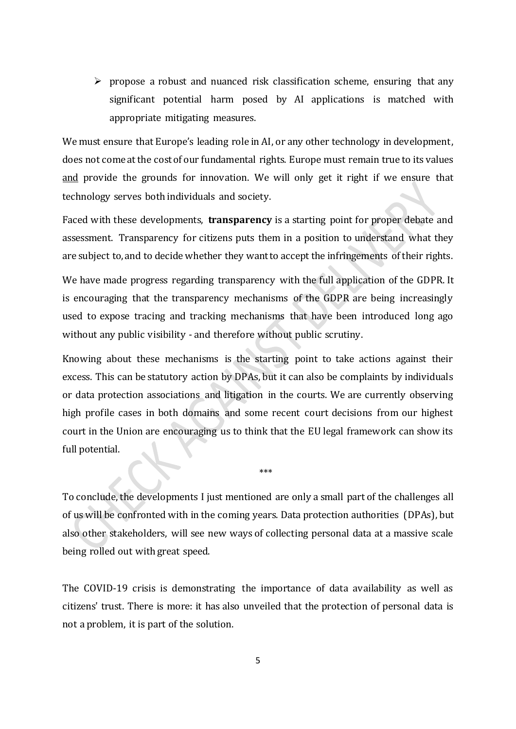- propose a robust and nuanced risk classification scheme, ensuring that any significant potential harm posed by AI applications is matched with appropriate mitigating measures.

We must ensure that Europe's leading role in AI, or any other technology in development, does not come at the cost of our fundamental rights. Europe must remain true to its values <u>and</u> provide the grounds for innovation. We will only get it right if we ensure that technology serves both individuals and society.

Faced with these developments, **transparency** is a starting point for proper debate and assessment. Transparency for citizens puts them in a position to understand what they are subject to, and to decide whether they want to accept the infringements of their rights.

We have made progress regarding transparency with the full application of the GDPR. It is encouraging that the transparency mechanisms of the GDPR are being increasingly used to expose tracing and tracking mechanisms that have been introduced long ago without any public visibility - and therefore without public scrutiny.

Knowing about these mechanisms is the starting point to take actions against their excess. This can be statutory action by DPAs, but it can also be complaints by individuals or data protection associations and litigation in the courts. We are currently observing high profile cases in both domains and some recent court decisions from our highest court in the Union are encouraging us to think that the EU legal framework can show its full potential.

***

To conclude, the developments I just mentioned are only a small part of the challenges all of us will be confronted with in the coming years. Data protection authorities (DPAs), but also other stakeholders, will see new ways of collecting personal data at a massive scale being rolled out with great speed.

The COVID-19 crisis is demonstrating the importance of data availability as well as citizens' trust. There is more: it has also unveiled that the protection of personal data is not a problem, it is part of the solution.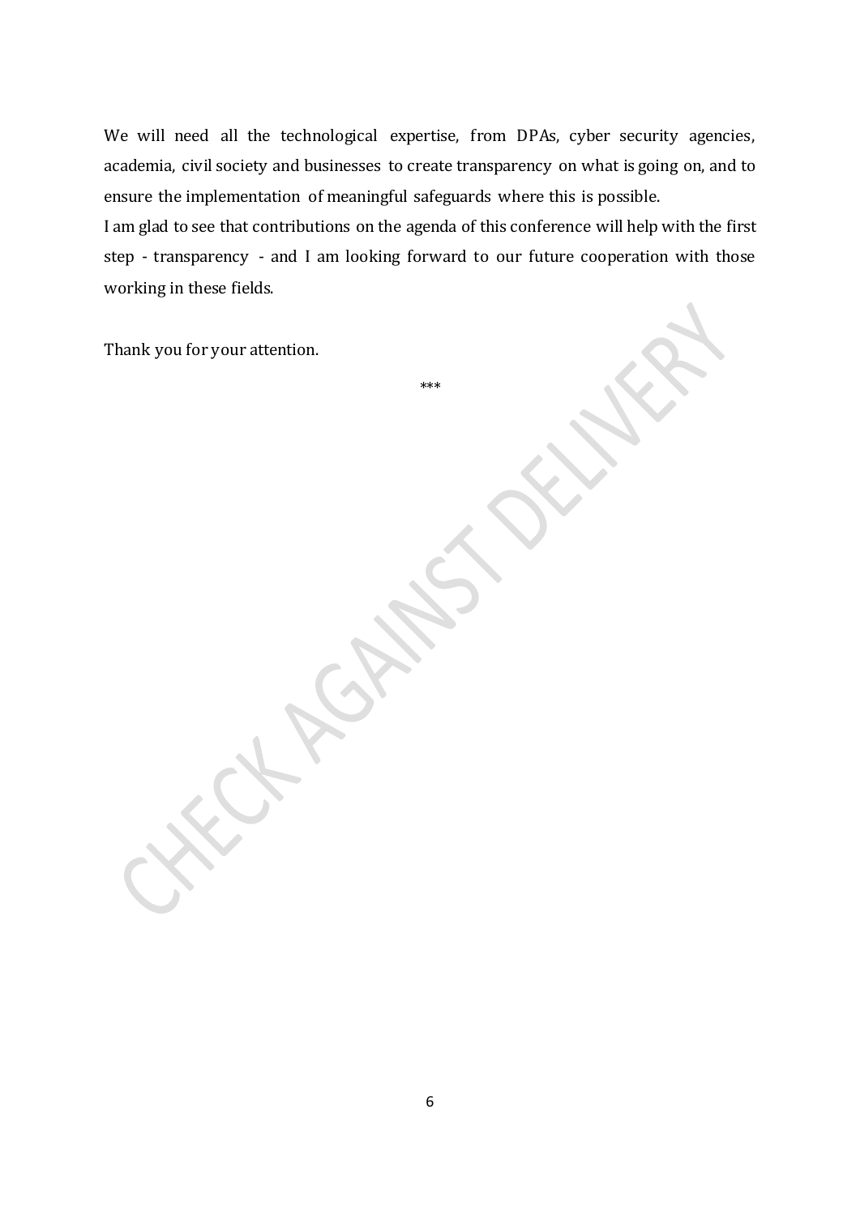We will need all the technological expertise, from DPAs, cyber security agencies, academia, civil society and businesses to create transparency on what is going on, and to ensure the implementation of meaningful safeguards where this is possible.
I am glad to see that contributions on the agenda of this conference will help with the first step - transparency - and I am looking forward to our future cooperation with those working in these fields.

Thank you for your attention.

***